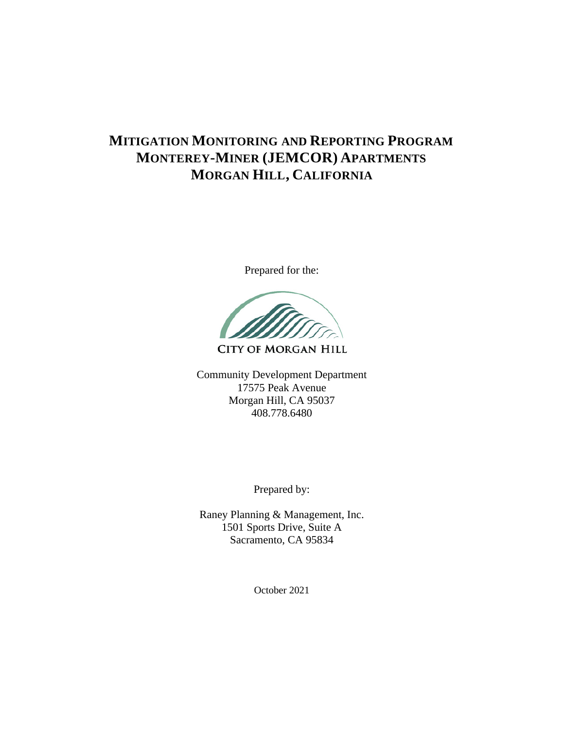# MITIGATION MONITORING AND REPORTING PROGRAM
# MONTEREY-MINER (JEMCOR) APARTMENTS
# MORGAN HILL, CALIFORNIA

Prepared for the:

CITY OF MORGAN HILL

Community Development Department
17575 Peak Avenue
Morgan Hill, CA 95037
408.778.6480

Prepared by:

Raney Planning & Management, Inc.
1501 Sports Drive, Suite A
Sacramento, CA 95834

October 2021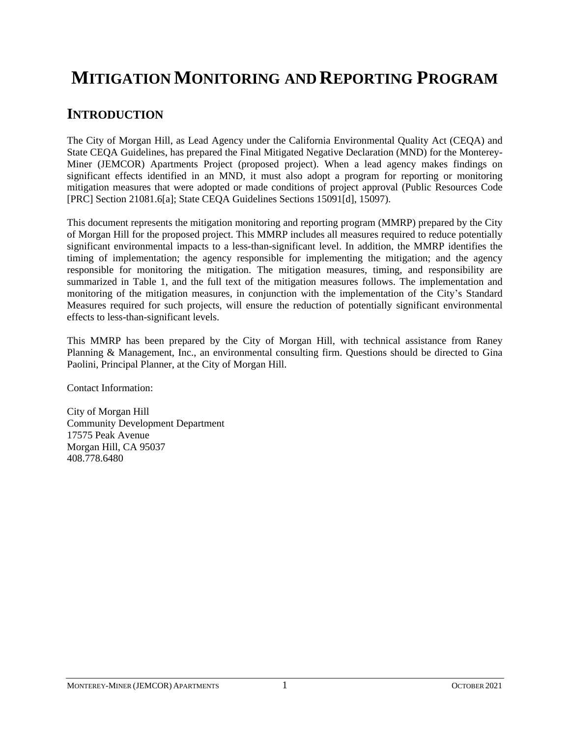# MITIGATION MONITORING AND REPORTING PROGRAM

## INTRODUCTION

The City of Morgan Hill, as Lead Agency under the California Environmental Quality Act (CEQA) and State CEQA Guidelines, has prepared the Final Mitigated Negative Declaration (MND) for the Monterey-Miner (JEMCOR) Apartments Project (proposed project). When a lead agency makes findings on significant effects identified in an MND, it must also adopt a program for reporting or monitoring mitigation measures that were adopted or made conditions of project approval (Public Resources Code [PRC] Section 21081.6[a]; State CEQA Guidelines Sections 15091[d], 15097).

This document represents the mitigation monitoring and reporting program (MMRP) prepared by the City of Morgan Hill for the proposed project. This MMRP includes all measures required to reduce potentially significant environmental impacts to a less-than-significant level. In addition, the MMRP identifies the timing of implementation; the agency responsible for implementing the mitigation; and the agency responsible for monitoring the mitigation. The mitigation measures, timing, and responsibility are summarized in Table 1, and the full text of the mitigation measures follows. The implementation and monitoring of the mitigation measures, in conjunction with the implementation of the City's Standard Measures required for such projects, will ensure the reduction of potentially significant environmental effects to less-than-significant levels.

This MMRP has been prepared by the City of Morgan Hill, with technical assistance from Raney Planning & Management, Inc., an environmental consulting firm. Questions should be directed to Gina Paolini, Principal Planner, at the City of Morgan Hill.

Contact Information:

City of Morgan Hill
Community Development Department
17575 Peak Avenue
Morgan Hill, CA 95037
408.778.6480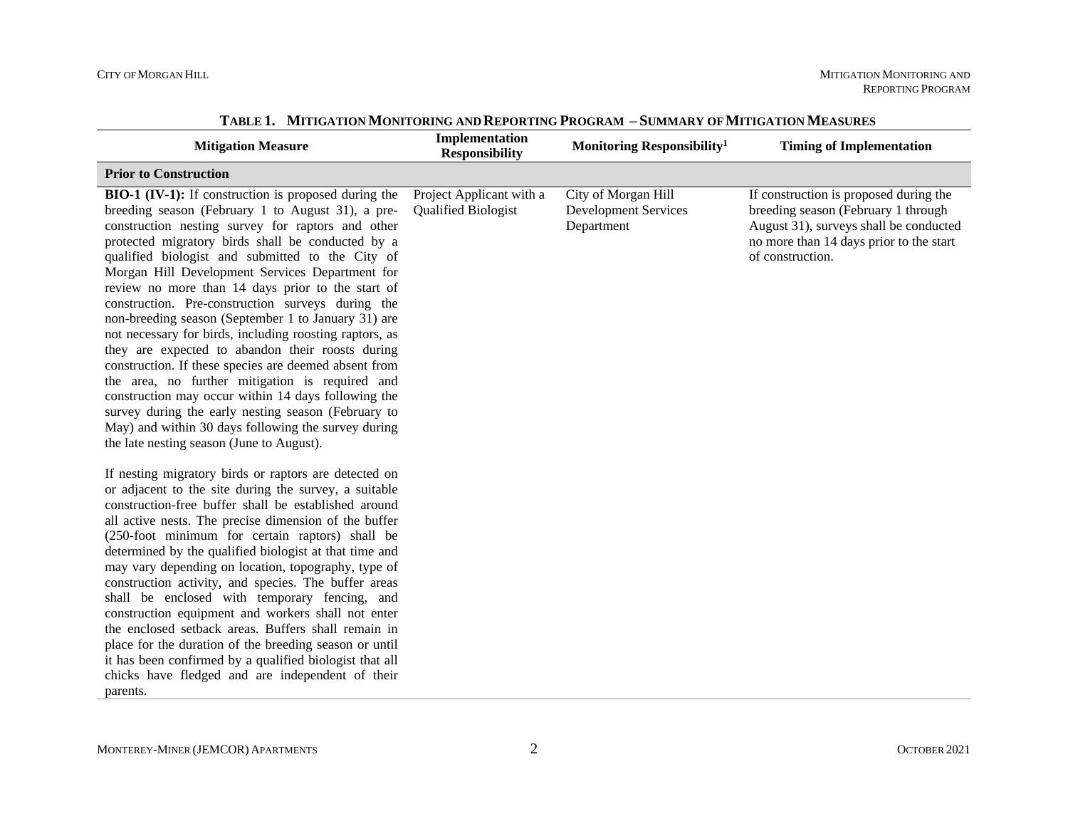**Table 1. Mitigation Monitoring and Reporting Program – Summary of Mitigation Measures**

| Mitigation Measure | Implementation Responsibility | Monitoring Responsibility[1] | Timing of Implementation |
|---|---|---|---|
| **Prior to Construction** | | | |
| **BIO-1 (IV-1):** If construction is proposed during the breeding season (February 1 to August 31), a pre-construction nesting survey for raptors and other protected migratory birds shall be conducted by a qualified biologist and submitted to the City of Morgan Hill Development Services Department for review no more than 14 days prior to the start of construction. Pre-construction surveys during the non-breeding season (September 1 to January 31) are not necessary for birds, including roosting raptors, as they are expected to abandon their roosts during construction. If these species are deemed absent from the area, no further mitigation is required and construction may occur within 14 days following the survey during the early nesting season (February to May) and within 30 days following the survey during the late nesting season (June to August).<br><br>If nesting migratory birds or raptors are detected on or adjacent to the site during the survey, a suitable construction-free buffer shall be established around all active nests. The precise dimension of the buffer (250-foot minimum for certain raptors) shall be determined by the qualified biologist at that time and may vary depending on location, topography, type of construction activity, and species. The buffer areas shall be enclosed with temporary fencing, and construction equipment and workers shall not enter the enclosed setback areas. Buffers shall remain in place for the duration of the breeding season or until it has been confirmed by a qualified biologist that all chicks have fledged and are independent of their parents. | Project Applicant with a Qualified Biologist | City of Morgan Hill Development Services Department | If construction is proposed during the breeding season (February 1 through August 31), surveys shall be conducted no more than 14 days prior to the start of construction. |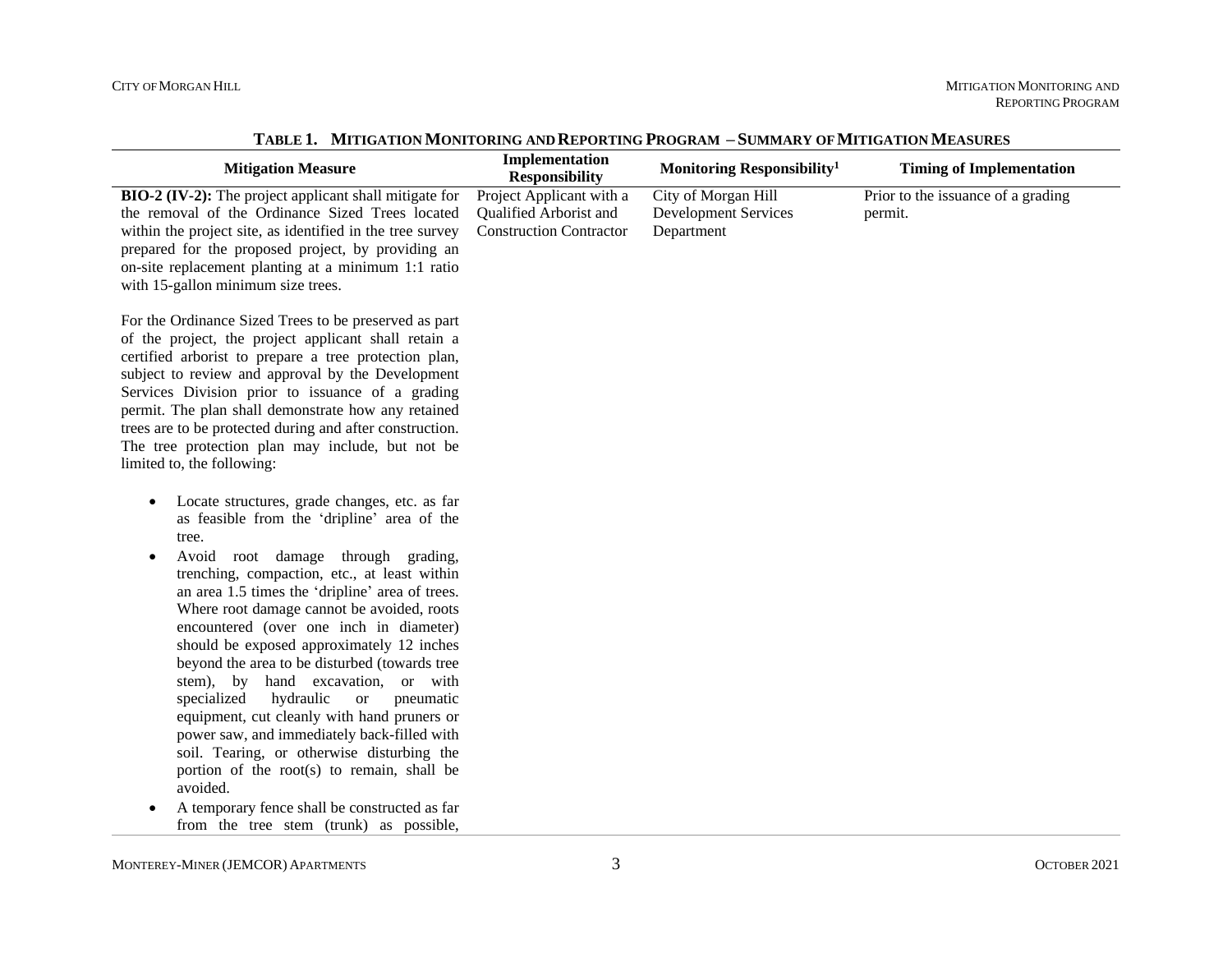**TABLE 1. MITIGATION MONITORING AND REPORTING PROGRAM – SUMMARY OF MITIGATION MEASURES**

| Mitigation Measure | Implementation Responsibility | Monitoring Responsibility[1] | Timing of Implementation |
|---|---|---|---|
| **BIO-2 (IV-2):** The project applicant shall mitigate for the removal of the Ordinance Sized Trees located within the project site, as identified in the tree survey prepared for the proposed project, by providing an on-site replacement planting at a minimum 1:1 ratio with 15-gallon minimum size trees.<br><br>For the Ordinance Sized Trees to be preserved as part of the project, the project applicant shall retain a certified arborist to prepare a tree protection plan, subject to review and approval by the Development Services Division prior to issuance of a grading permit. The plan shall demonstrate how any retained trees are to be protected during and after construction. The tree protection plan may include, but not be limited to, the following:<br><br>• Locate structures, grade changes, etc. as far as feasible from the 'dripline' area of the tree.<br>• Avoid root damage through grading, trenching, compaction, etc., at least within an area 1.5 times the 'dripline' area of trees. Where root damage cannot be avoided, roots encountered (over one inch in diameter) should be exposed approximately 12 inches beyond the area to be disturbed (towards tree stem), by hand excavation, or with specialized hydraulic or pneumatic equipment, cut cleanly with hand pruners or power saw, and immediately back-filled with soil. Tearing, or otherwise disturbing the portion of the root(s) to remain, shall be avoided.<br>• A temporary fence shall be constructed as far from the tree stem (trunk) as possible, | Project Applicant with a Qualified Arborist and Construction Contractor | City of Morgan Hill Development Services Department | Prior to the issuance of a grading permit. |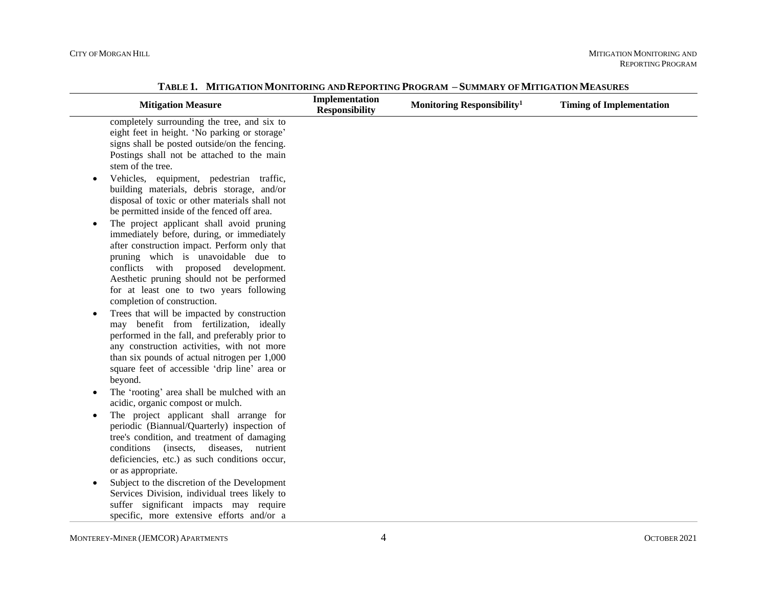**Table 1. Mitigation Monitoring and Reporting Program – Summary of Mitigation Measures**

| Mitigation Measure | Implementation Responsibility | Monitoring Responsibility[1] | Timing of Implementation |
|---|---|---|---|
| completely surrounding the tree, and six to eight feet in height. 'No parking or storage' signs shall be posted outside/on the fencing. Postings shall not be attached to the main stem of the tree.<br>• Vehicles, equipment, pedestrian traffic, building materials, debris storage, and/or disposal of toxic or other materials shall not be permitted inside of the fenced off area.<br>• The project applicant shall avoid pruning immediately before, during, or immediately after construction impact. Perform only that pruning which is unavoidable due to conflicts with proposed development. Aesthetic pruning should not be performed for at least one to two years following completion of construction.<br>• Trees that will be impacted by construction may benefit from fertilization, ideally performed in the fall, and preferably prior to any construction activities, with not more than six pounds of actual nitrogen per 1,000 square feet of accessible 'drip line' area or beyond.<br>• The 'rooting' area shall be mulched with an acidic, organic compost or mulch.<br>• The project applicant shall arrange for periodic (Biannual/Quarterly) inspection of tree's condition, and treatment of damaging conditions (insects, diseases, nutrient deficiencies, etc.) as such conditions occur, or as appropriate.<br>• Subject to the discretion of the Development Services Division, individual trees likely to suffer significant impacts may require specific, more extensive efforts and/or a | | | |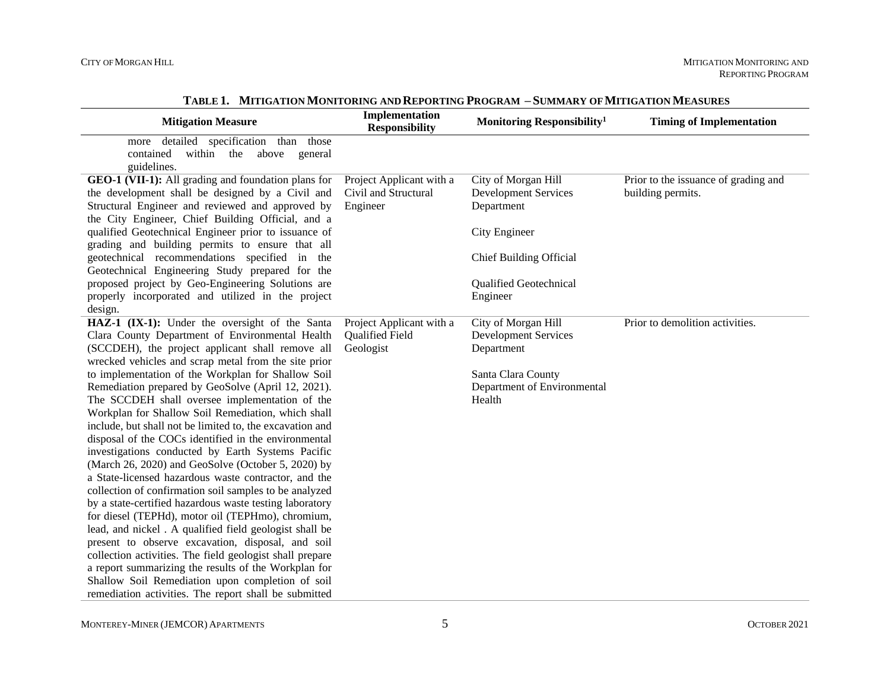**TABLE 1. MITIGATION MONITORING AND REPORTING PROGRAM – SUMMARY OF MITIGATION MEASURES**

| Mitigation Measure | Implementation Responsibility | Monitoring Responsibility[1] | Timing of Implementation |
|---|---|---|---|
| more detailed specification than those contained within the above general guidelines. | | | |
| **GEO-1 (VII-1):** All grading and foundation plans for the development shall be designed by a Civil and Structural Engineer and reviewed and approved by the City Engineer, Chief Building Official, and a qualified Geotechnical Engineer prior to issuance of grading and building permits to ensure that all geotechnical recommendations specified in the Geotechnical Engineering Study prepared for the proposed project by Geo-Engineering Solutions are properly incorporated and utilized in the project design. | Project Applicant with a Civil and Structural Engineer | City of Morgan Hill Development Services Department<br><br>City Engineer<br><br>Chief Building Official<br><br>Qualified Geotechnical Engineer | Prior to the issuance of grading and building permits. |
| **HAZ-1 (IX-1):** Under the oversight of the Santa Clara County Department of Environmental Health (SCCDEH), the project applicant shall remove all wrecked vehicles and scrap metal from the site prior to implementation of the Workplan for Shallow Soil Remediation prepared by GeoSolve (April 12, 2021). The SCCDEH shall oversee implementation of the Workplan for Shallow Soil Remediation, which shall include, but shall not be limited to, the excavation and disposal of the COCs identified in the environmental investigations conducted by Earth Systems Pacific (March 26, 2020) and GeoSolve (October 5, 2020) by a State-licensed hazardous waste contractor, and the collection of confirmation soil samples to be analyzed by a state-certified hazardous waste testing laboratory for diesel (TEPHd), motor oil (TEPHmo), chromium, lead, and nickel . A qualified field geologist shall be present to observe excavation, disposal, and soil collection activities. The field geologist shall prepare a report summarizing the results of the Workplan for Shallow Soil Remediation upon completion of soil remediation activities. The report shall be submitted | Project Applicant with a Qualified Field Geologist | City of Morgan Hill Development Services Department<br><br>Santa Clara County Department of Environmental Health | Prior to demolition activities. |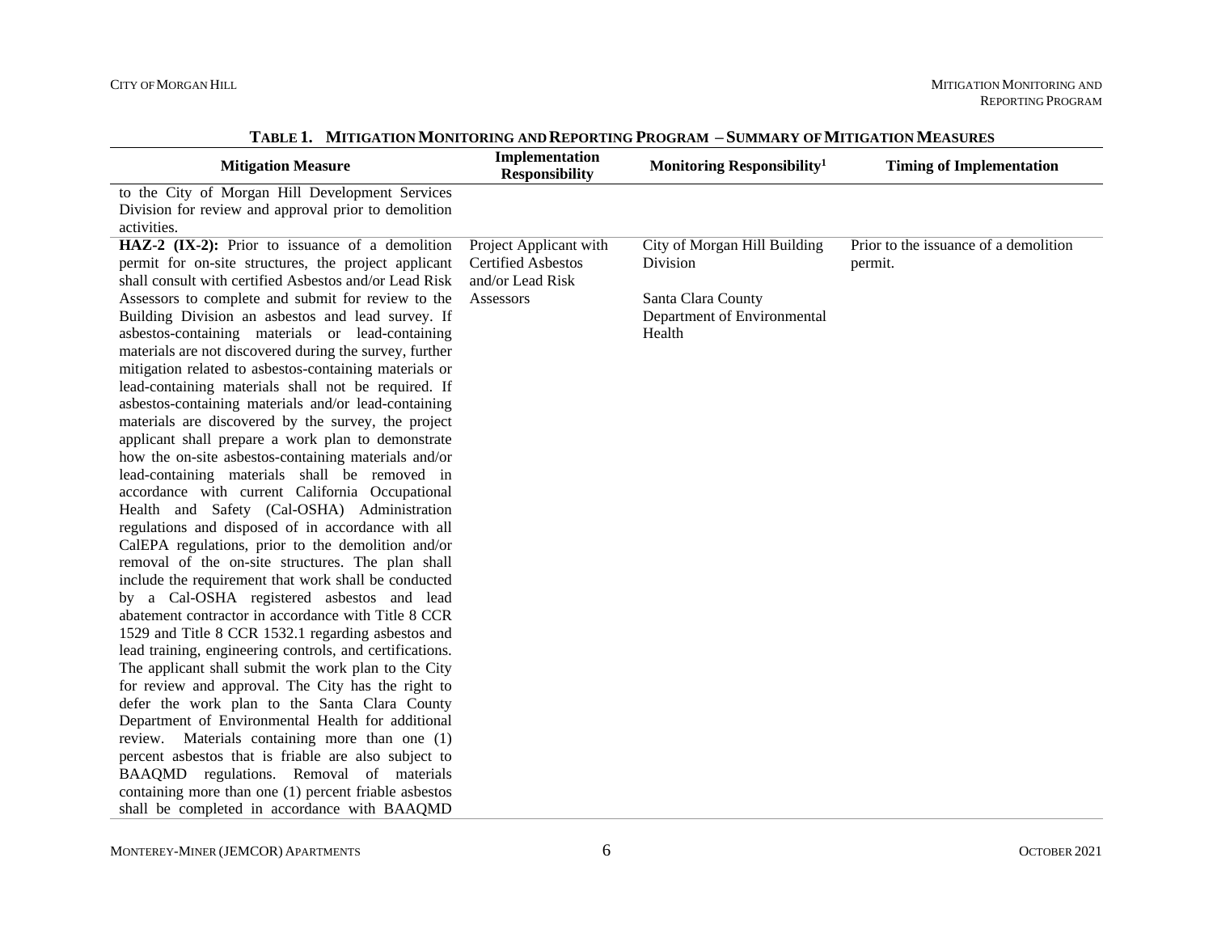**TABLE 1. MITIGATION MONITORING AND REPORTING PROGRAM – SUMMARY OF MITIGATION MEASURES**

| Mitigation Measure | Implementation Responsibility | Monitoring Responsibility[1] | Timing of Implementation |
|---|---|---|---|
| to the City of Morgan Hill Development Services Division for review and approval prior to demolition activities. | | | |
| **HAZ-2 (IX-2):** Prior to issuance of a demolition permit for on-site structures, the project applicant shall consult with certified Asbestos and/or Lead Risk Assessors to complete and submit for review to the Building Division an asbestos and lead survey. If asbestos-containing materials or lead-containing materials are not discovered during the survey, further mitigation related to asbestos-containing materials or lead-containing materials shall not be required. If asbestos-containing materials and/or lead-containing materials are discovered by the survey, the project applicant shall prepare a work plan to demonstrate how the on-site asbestos-containing materials and/or lead-containing materials shall be removed in accordance with current California Occupational Health and Safety (Cal-OSHA) Administration regulations and disposed of in accordance with all CalEPA regulations, prior to the demolition and/or removal of the on-site structures. The plan shall include the requirement that work shall be conducted by a Cal-OSHA registered asbestos and lead abatement contractor in accordance with Title 8 CCR 1529 and Title 8 CCR 1532.1 regarding asbestos and lead training, engineering controls, and certifications. The applicant shall submit the work plan to the City for review and approval. The City has the right to defer the work plan to the Santa Clara County Department of Environmental Health for additional review. Materials containing more than one (1) percent asbestos that is friable are also subject to BAAQMD regulations. Removal of materials containing more than one (1) percent friable asbestos shall be completed in accordance with BAAQMD | Project Applicant with Certified Asbestos and/or Lead Risk Assessors | City of Morgan Hill Building Division<br><br>Santa Clara County Department of Environmental Health | Prior to the issuance of a demolition permit. |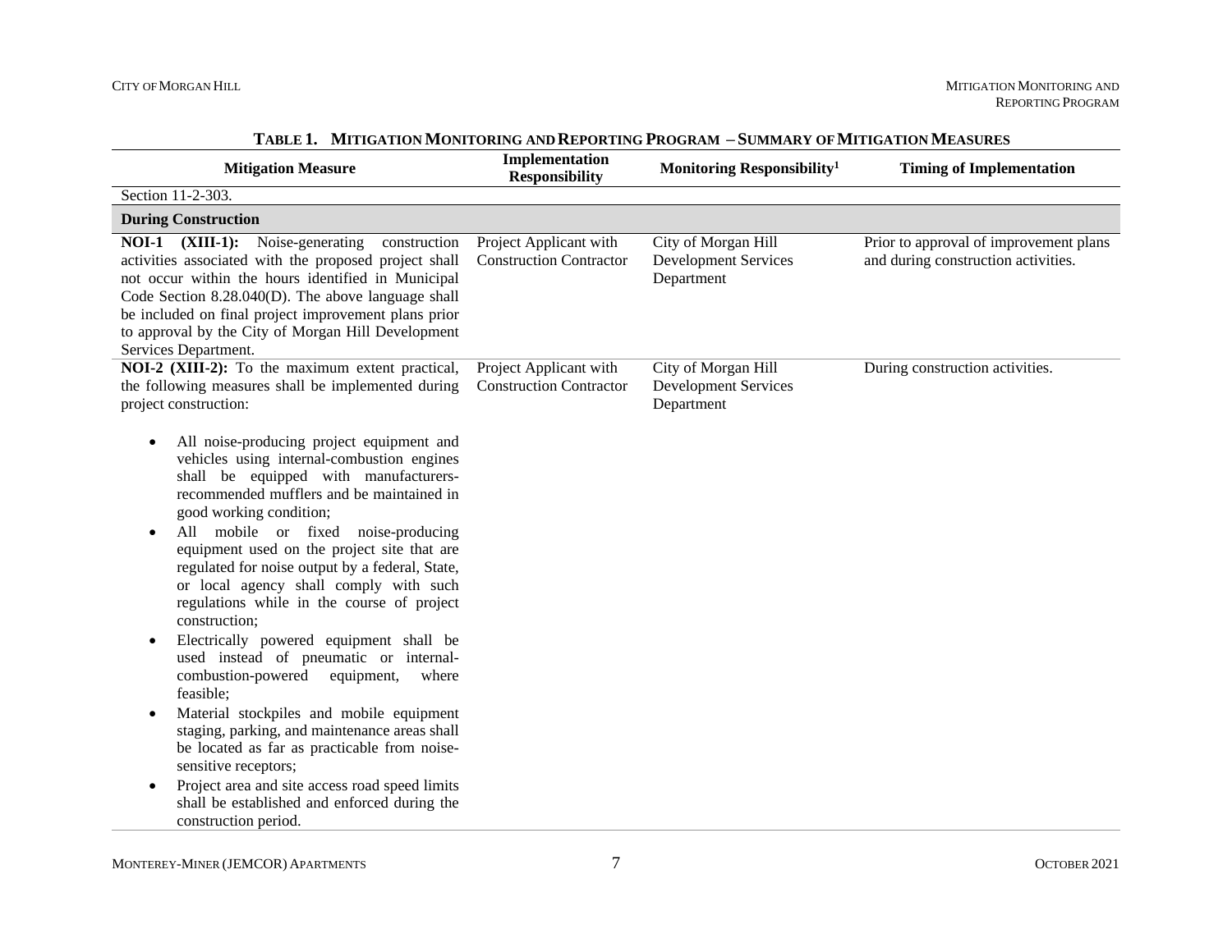**Table 1. Mitigation Monitoring and Reporting Program – Summary of Mitigation Measures**

| Mitigation Measure | Implementation Responsibility | Monitoring Responsibility[1] | Timing of Implementation |
|---|---|---|---|
| Section 11-2-303. | | | |
| **During Construction** | | | |
| **NOI-1 (XIII-1):** Noise-generating construction activities associated with the proposed project shall not occur within the hours identified in Municipal Code Section 8.28.040(D). The above language shall be included on final project improvement plans prior to approval by the City of Morgan Hill Development Services Department. | Project Applicant with Construction Contractor | City of Morgan Hill Development Services Department | Prior to approval of improvement plans and during construction activities. |
| **NOI-2 (XIII-2):** To the maximum extent practical, the following measures shall be implemented during project construction:<br>• All noise-producing project equipment and vehicles using internal-combustion engines shall be equipped with manufacturers-recommended mufflers and be maintained in good working condition;<br>• All mobile or fixed noise-producing equipment used on the project site that are regulated for noise output by a federal, State, or local agency shall comply with such regulations while in the course of project construction;<br>• Electrically powered equipment shall be used instead of pneumatic or internal-combustion-powered equipment, where feasible;<br>• Material stockpiles and mobile equipment staging, parking, and maintenance areas shall be located as far as practicable from noise-sensitive receptors;<br>• Project area and site access road speed limits shall be established and enforced during the construction period. | Project Applicant with Construction Contractor | City of Morgan Hill Development Services Department | During construction activities. |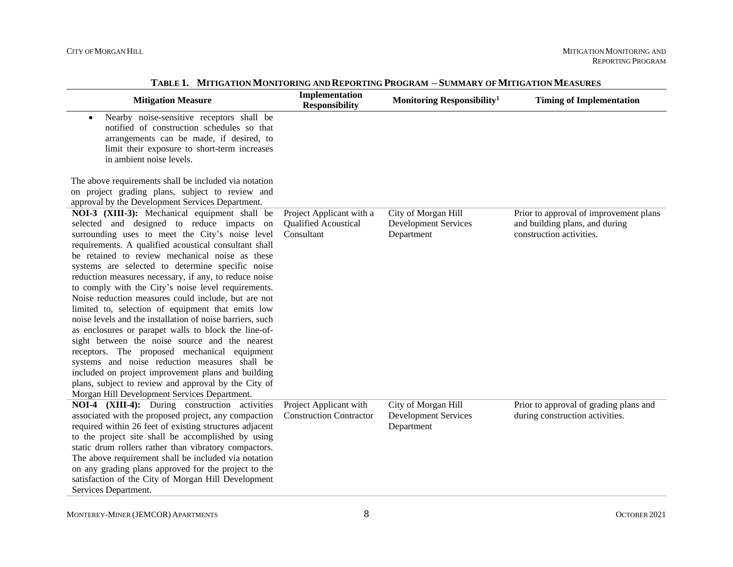**TABLE 1. MITIGATION MONITORING AND REPORTING PROGRAM – SUMMARY OF MITIGATION MEASURES**

| Mitigation Measure | Implementation Responsibility | Monitoring Responsibility[1] | Timing of Implementation |
|---|---|---|---|
| • Nearby noise-sensitive receptors shall be notified of construction schedules so that arrangements can be made, if desired, to limit their exposure to short-term increases in ambient noise levels. <br><br> The above requirements shall be included via notation on project grading plans, subject to review and approval by the Development Services Department. | | | |
| **NOI-3 (XIII-3):** Mechanical equipment shall be selected and designed to reduce impacts on surrounding uses to meet the City's noise level requirements. A qualified acoustical consultant shall be retained to review mechanical noise as these systems are selected to determine specific noise reduction measures necessary, if any, to reduce noise to comply with the City's noise level requirements. Noise reduction measures could include, but are not limited to, selection of equipment that emits low noise levels and the installation of noise barriers, such as enclosures or parapet walls to block the line-of-sight between the noise source and the nearest receptors. The proposed mechanical equipment systems and noise reduction measures shall be included on project improvement plans and building plans, subject to review and approval by the City of Morgan Hill Development Services Department. | Project Applicant with a Qualified Acoustical Consultant | City of Morgan Hill Development Services Department | Prior to approval of improvement plans and building plans, and during construction activities. |
| **NOI-4 (XIII-4):** During construction activities associated with the proposed project, any compaction required within 26 feet of existing structures adjacent to the project site shall be accomplished by using static drum rollers rather than vibratory compactors. The above requirement shall be included via notation on any grading plans approved for the project to the satisfaction of the City of Morgan Hill Development Services Department. | Project Applicant with Construction Contractor | City of Morgan Hill Development Services Department | Prior to approval of grading plans and during construction activities. |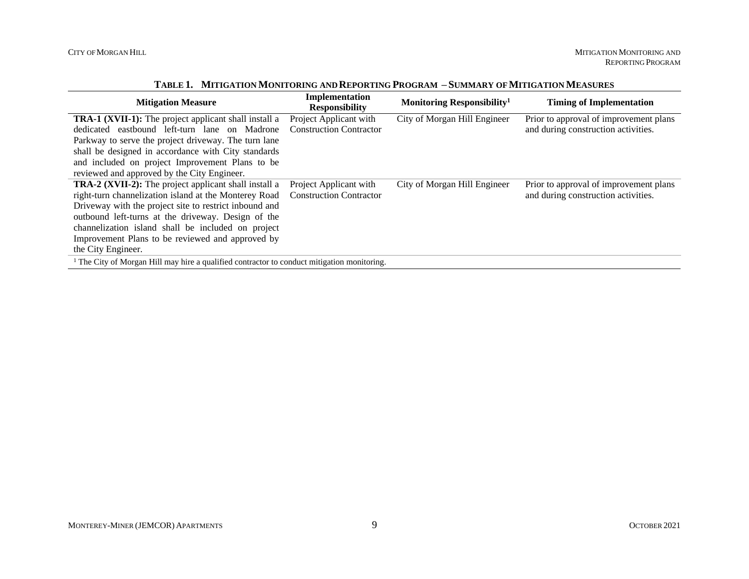**TABLE 1. MITIGATION MONITORING AND REPORTING PROGRAM – SUMMARY OF MITIGATION MEASURES**

| Mitigation Measure | Implementation Responsibility | Monitoring Responsibility[1] | Timing of Implementation |
|---|---|---|---|
| **TRA-1 (XVII-1):** The project applicant shall install a dedicated eastbound left-turn lane on Madrone Parkway to serve the project driveway. The turn lane shall be designed in accordance with City standards and included on project Improvement Plans to be reviewed and approved by the City Engineer. | Project Applicant with Construction Contractor | City of Morgan Hill Engineer | Prior to approval of improvement plans and during construction activities. |
| **TRA-2 (XVII-2):** The project applicant shall install a right-turn channelization island at the Monterey Road Driveway with the project site to restrict inbound and outbound left-turns at the driveway. Design of the channelization island shall be included on project Improvement Plans to be reviewed and approved by the City Engineer. | Project Applicant with Construction Contractor | City of Morgan Hill Engineer | Prior to approval of improvement plans and during construction activities. |

[1] The City of Morgan Hill may hire a qualified contractor to conduct mitigation monitoring.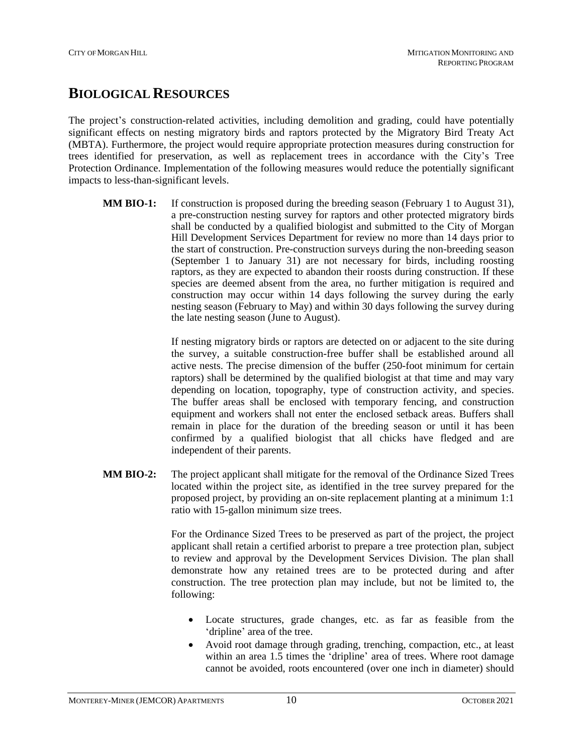# BIOLOGICAL RESOURCES

The project's construction-related activities, including demolition and grading, could have potentially significant effects on nesting migratory birds and raptors protected by the Migratory Bird Treaty Act (MBTA). Furthermore, the project would require appropriate protection measures during construction for trees identified for preservation, as well as replacement trees in accordance with the City's Tree Protection Ordinance. Implementation of the following measures would reduce the potentially significant impacts to less-than-significant levels.

**MM BIO-1:** If construction is proposed during the breeding season (February 1 to August 31), a pre-construction nesting survey for raptors and other protected migratory birds shall be conducted by a qualified biologist and submitted to the City of Morgan Hill Development Services Department for review no more than 14 days prior to the start of construction. Pre-construction surveys during the non-breeding season (September 1 to January 31) are not necessary for birds, including roosting raptors, as they are expected to abandon their roosts during construction. If these species are deemed absent from the area, no further mitigation is required and construction may occur within 14 days following the survey during the early nesting season (February to May) and within 30 days following the survey during the late nesting season (June to August).

If nesting migratory birds or raptors are detected on or adjacent to the site during the survey, a suitable construction-free buffer shall be established around all active nests. The precise dimension of the buffer (250-foot minimum for certain raptors) shall be determined by the qualified biologist at that time and may vary depending on location, topography, type of construction activity, and species. The buffer areas shall be enclosed with temporary fencing, and construction equipment and workers shall not enter the enclosed setback areas. Buffers shall remain in place for the duration of the breeding season or until it has been confirmed by a qualified biologist that all chicks have fledged and are independent of their parents.

**MM BIO-2:** The project applicant shall mitigate for the removal of the Ordinance Sized Trees located within the project site, as identified in the tree survey prepared for the proposed project, by providing an on-site replacement planting at a minimum 1:1 ratio with 15-gallon minimum size trees.

For the Ordinance Sized Trees to be preserved as part of the project, the project applicant shall retain a certified arborist to prepare a tree protection plan, subject to review and approval by the Development Services Division. The plan shall demonstrate how any retained trees are to be protected during and after construction. The tree protection plan may include, but not be limited to, the following:

- Locate structures, grade changes, etc. as far as feasible from the 'dripline' area of the tree.
- Avoid root damage through grading, trenching, compaction, etc., at least within an area 1.5 times the 'dripline' area of trees. Where root damage cannot be avoided, roots encountered (over one inch in diameter) should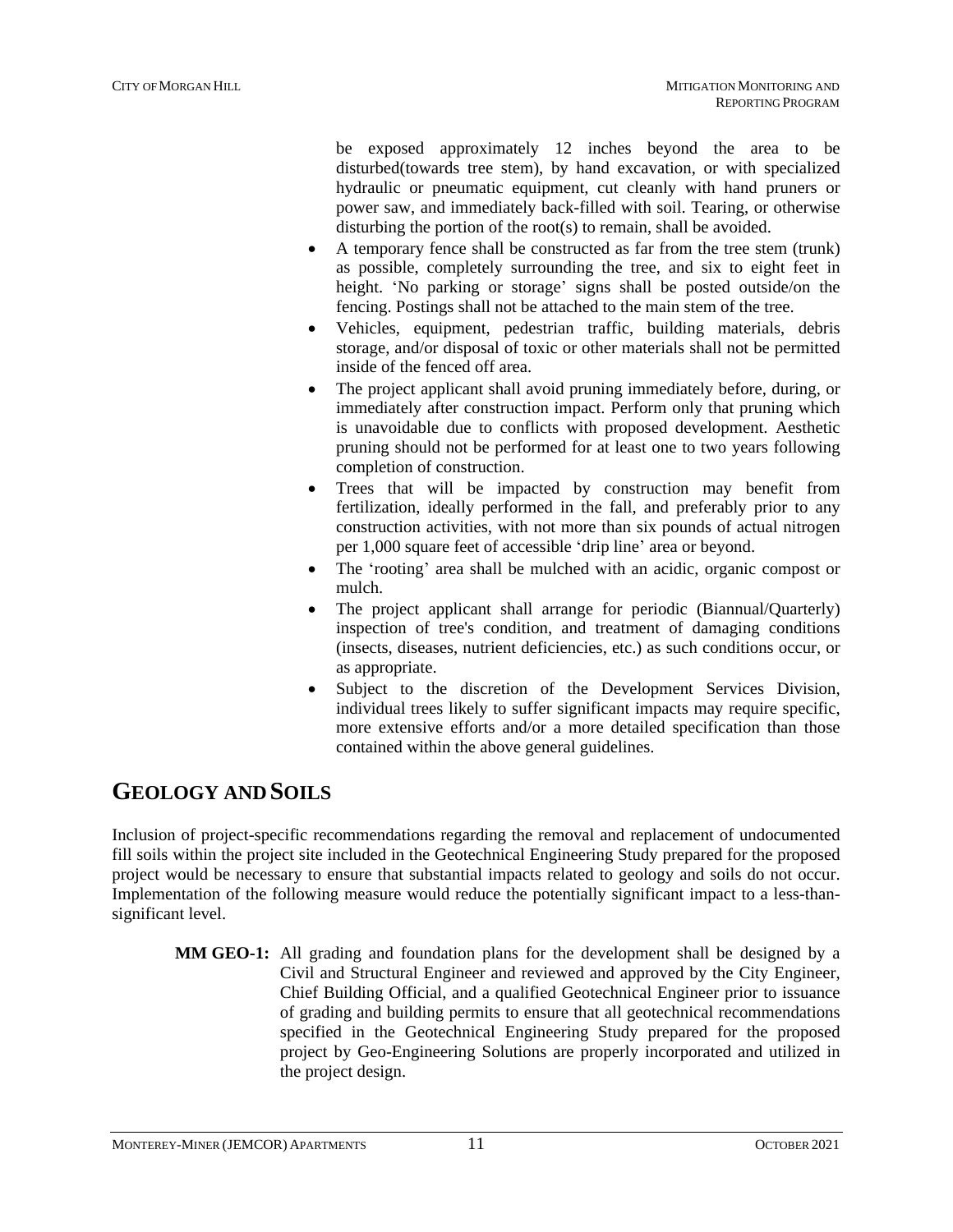be exposed approximately 12 inches beyond the area to be disturbed(towards tree stem), by hand excavation, or with specialized hydraulic or pneumatic equipment, cut cleanly with hand pruners or power saw, and immediately back-filled with soil. Tearing, or otherwise disturbing the portion of the root(s) to remain, shall be avoided.

- A temporary fence shall be constructed as far from the tree stem (trunk) as possible, completely surrounding the tree, and six to eight feet in height. 'No parking or storage' signs shall be posted outside/on the fencing. Postings shall not be attached to the main stem of the tree.
- Vehicles, equipment, pedestrian traffic, building materials, debris storage, and/or disposal of toxic or other materials shall not be permitted inside of the fenced off area.
- The project applicant shall avoid pruning immediately before, during, or immediately after construction impact. Perform only that pruning which is unavoidable due to conflicts with proposed development. Aesthetic pruning should not be performed for at least one to two years following completion of construction.
- Trees that will be impacted by construction may benefit from fertilization, ideally performed in the fall, and preferably prior to any construction activities, with not more than six pounds of actual nitrogen per 1,000 square feet of accessible 'drip line' area or beyond.
- The 'rooting' area shall be mulched with an acidic, organic compost or mulch.
- The project applicant shall arrange for periodic (Biannual/Quarterly) inspection of tree's condition, and treatment of damaging conditions (insects, diseases, nutrient deficiencies, etc.) as such conditions occur, or as appropriate.
- Subject to the discretion of the Development Services Division, individual trees likely to suffer significant impacts may require specific, more extensive efforts and/or a more detailed specification than those contained within the above general guidelines.

## GEOLOGY AND SOILS

Inclusion of project-specific recommendations regarding the removal and replacement of undocumented fill soils within the project site included in the Geotechnical Engineering Study prepared for the proposed project would be necessary to ensure that substantial impacts related to geology and soils do not occur. Implementation of the following measure would reduce the potentially significant impact to a less-than-significant level.

**MM GEO-1:** All grading and foundation plans for the development shall be designed by a Civil and Structural Engineer and reviewed and approved by the City Engineer, Chief Building Official, and a qualified Geotechnical Engineer prior to issuance of grading and building permits to ensure that all geotechnical recommendations specified in the Geotechnical Engineering Study prepared for the proposed project by Geo-Engineering Solutions are properly incorporated and utilized in the project design.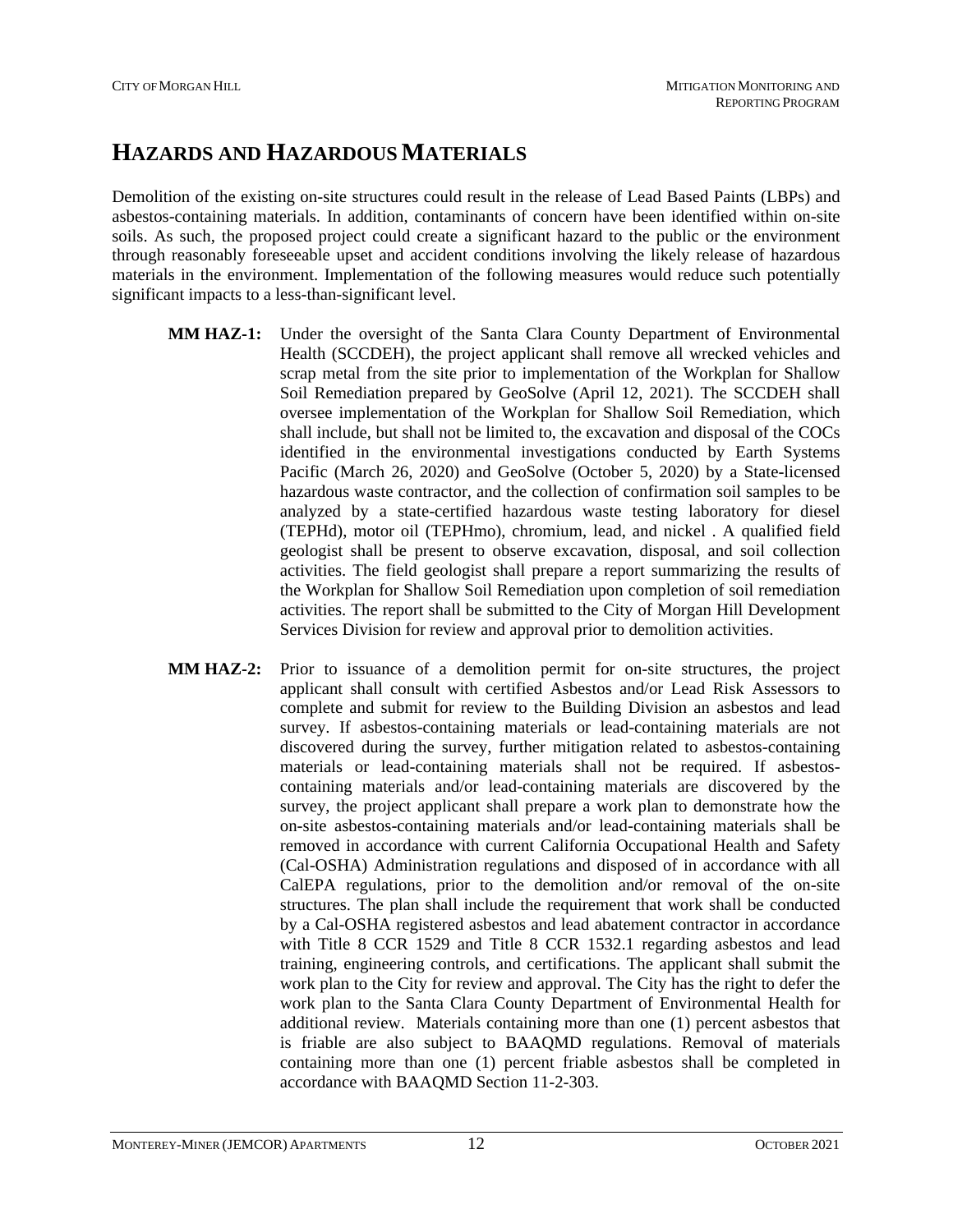# HAZARDS AND HAZARDOUS MATERIALS

Demolition of the existing on-site structures could result in the release of Lead Based Paints (LBPs) and asbestos-containing materials. In addition, contaminants of concern have been identified within on-site soils. As such, the proposed project could create a significant hazard to the public or the environment through reasonably foreseeable upset and accident conditions involving the likely release of hazardous materials in the environment. Implementation of the following measures would reduce such potentially significant impacts to a less-than-significant level.

**MM HAZ-1:** Under the oversight of the Santa Clara County Department of Environmental Health (SCCDEH), the project applicant shall remove all wrecked vehicles and scrap metal from the site prior to implementation of the Workplan for Shallow Soil Remediation prepared by GeoSolve (April 12, 2021). The SCCDEH shall oversee implementation of the Workplan for Shallow Soil Remediation, which shall include, but shall not be limited to, the excavation and disposal of the COCs identified in the environmental investigations conducted by Earth Systems Pacific (March 26, 2020) and GeoSolve (October 5, 2020) by a State-licensed hazardous waste contractor, and the collection of confirmation soil samples to be analyzed by a state-certified hazardous waste testing laboratory for diesel (TEPHd), motor oil (TEPHmo), chromium, lead, and nickel . A qualified field geologist shall be present to observe excavation, disposal, and soil collection activities. The field geologist shall prepare a report summarizing the results of the Workplan for Shallow Soil Remediation upon completion of soil remediation activities. The report shall be submitted to the City of Morgan Hill Development Services Division for review and approval prior to demolition activities.

**MM HAZ-2:** Prior to issuance of a demolition permit for on-site structures, the project applicant shall consult with certified Asbestos and/or Lead Risk Assessors to complete and submit for review to the Building Division an asbestos and lead survey. If asbestos-containing materials or lead-containing materials are not discovered during the survey, further mitigation related to asbestos-containing materials or lead-containing materials shall not be required. If asbestos-containing materials and/or lead-containing materials are discovered by the survey, the project applicant shall prepare a work plan to demonstrate how the on-site asbestos-containing materials and/or lead-containing materials shall be removed in accordance with current California Occupational Health and Safety (Cal-OSHA) Administration regulations and disposed of in accordance with all CalEPA regulations, prior to the demolition and/or removal of the on-site structures. The plan shall include the requirement that work shall be conducted by a Cal-OSHA registered asbestos and lead abatement contractor in accordance with Title 8 CCR 1529 and Title 8 CCR 1532.1 regarding asbestos and lead training, engineering controls, and certifications. The applicant shall submit the work plan to the City for review and approval. The City has the right to defer the work plan to the Santa Clara County Department of Environmental Health for additional review. Materials containing more than one (1) percent asbestos that is friable are also subject to BAAQMD regulations. Removal of materials containing more than one (1) percent friable asbestos shall be completed in accordance with BAAQMD Section 11-2-303.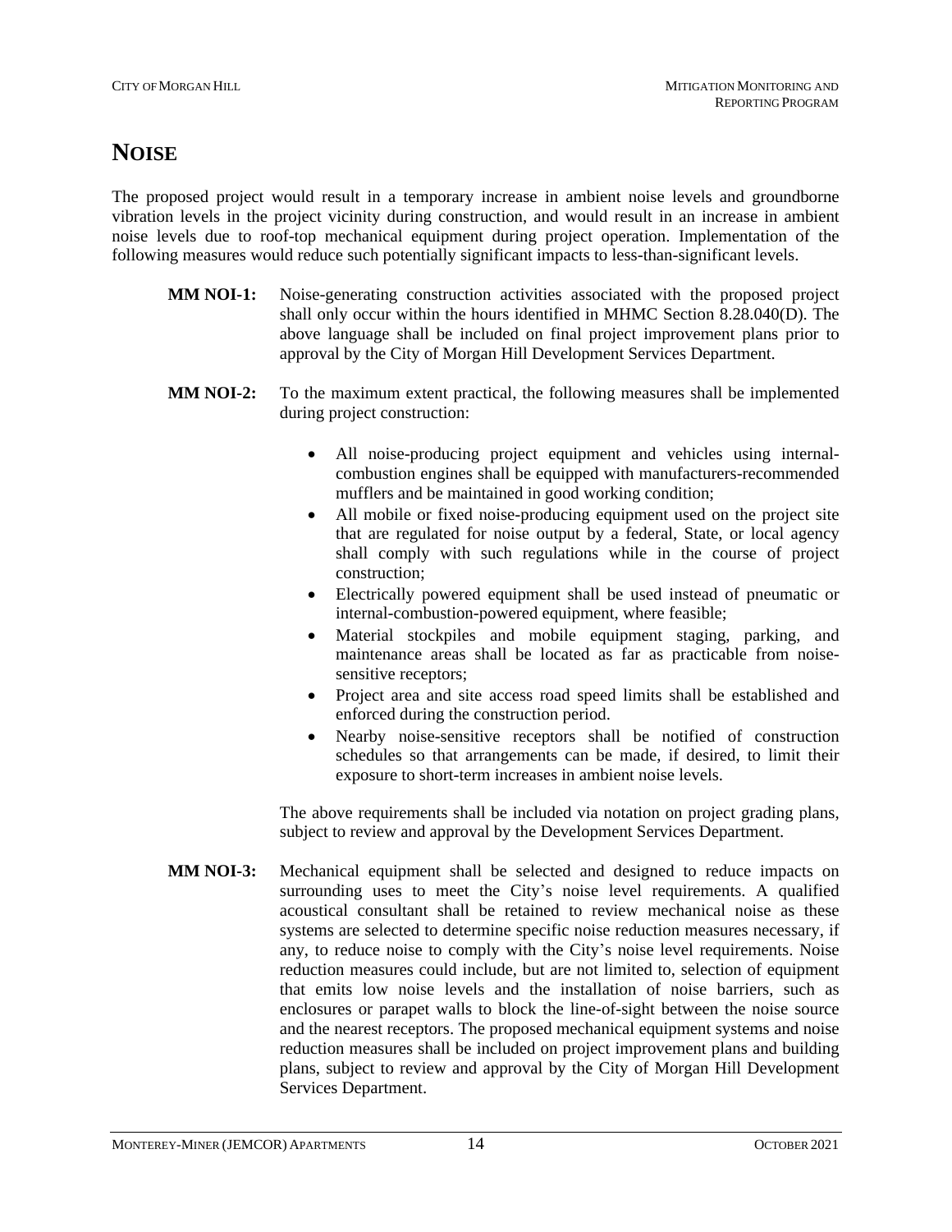# NOISE

The proposed project would result in a temporary increase in ambient noise levels and groundborne vibration levels in the project vicinity during construction, and would result in an increase in ambient noise levels due to roof-top mechanical equipment during project operation. Implementation of the following measures would reduce such potentially significant impacts to less-than-significant levels.

**MM NOI-1:** Noise-generating construction activities associated with the proposed project shall only occur within the hours identified in MHMC Section 8.28.040(D). The above language shall be included on final project improvement plans prior to approval by the City of Morgan Hill Development Services Department.

**MM NOI-2:** To the maximum extent practical, the following measures shall be implemented during project construction:

- All noise-producing project equipment and vehicles using internal-combustion engines shall be equipped with manufacturers-recommended mufflers and be maintained in good working condition;
- All mobile or fixed noise-producing equipment used on the project site that are regulated for noise output by a federal, State, or local agency shall comply with such regulations while in the course of project construction;
- Electrically powered equipment shall be used instead of pneumatic or internal-combustion-powered equipment, where feasible;
- Material stockpiles and mobile equipment staging, parking, and maintenance areas shall be located as far as practicable from noise-sensitive receptors;
- Project area and site access road speed limits shall be established and enforced during the construction period.
- Nearby noise-sensitive receptors shall be notified of construction schedules so that arrangements can be made, if desired, to limit their exposure to short-term increases in ambient noise levels.

The above requirements shall be included via notation on project grading plans, subject to review and approval by the Development Services Department.

**MM NOI-3:** Mechanical equipment shall be selected and designed to reduce impacts on surrounding uses to meet the City's noise level requirements. A qualified acoustical consultant shall be retained to review mechanical noise as these systems are selected to determine specific noise reduction measures necessary, if any, to reduce noise to comply with the City's noise level requirements. Noise reduction measures could include, but are not limited to, selection of equipment that emits low noise levels and the installation of noise barriers, such as enclosures or parapet walls to block the line-of-sight between the noise source and the nearest receptors. The proposed mechanical equipment systems and noise reduction measures shall be included on project improvement plans and building plans, subject to review and approval by the City of Morgan Hill Development Services Department.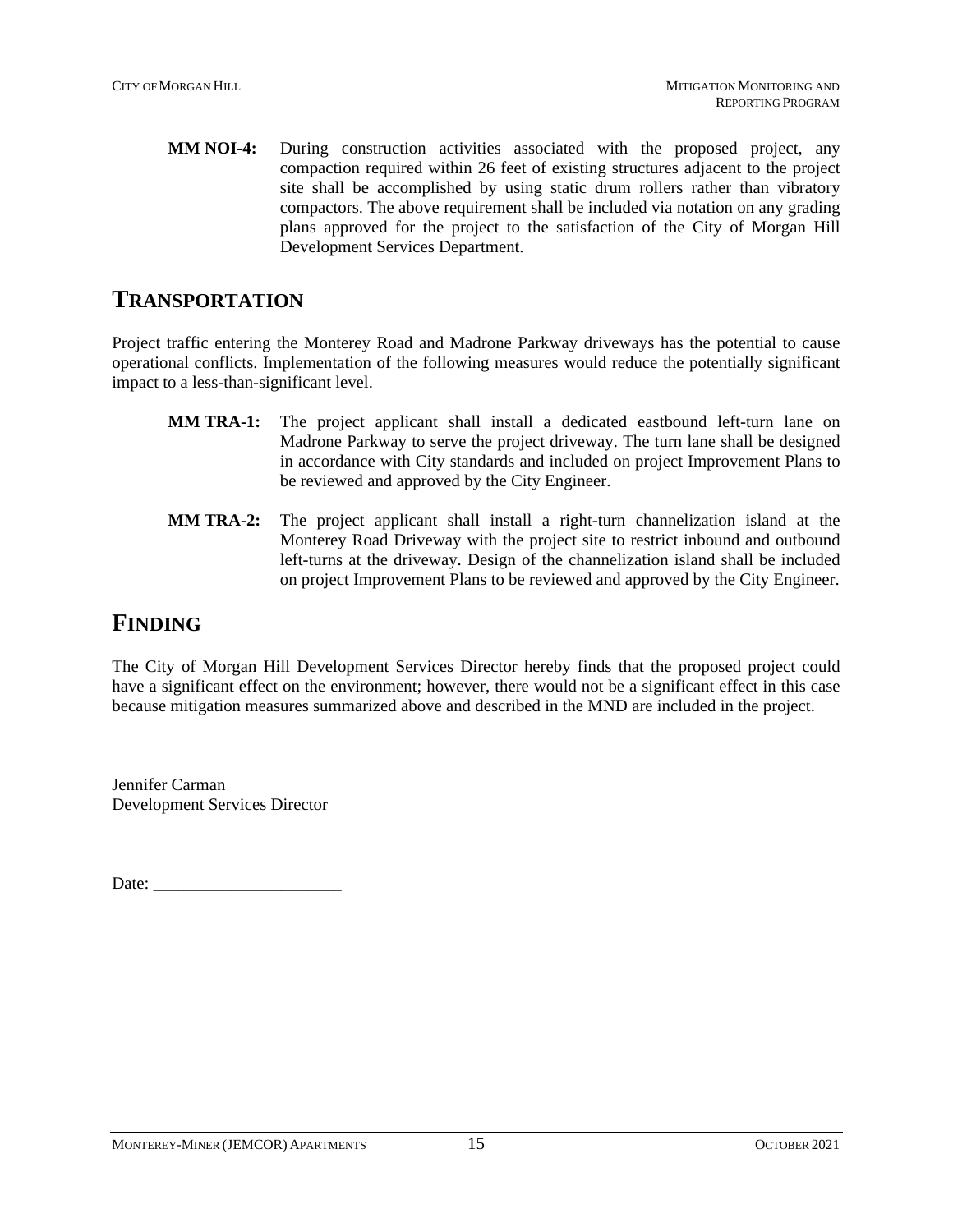**MM NOI-4:** During construction activities associated with the proposed project, any compaction required within 26 feet of existing structures adjacent to the project site shall be accomplished by using static drum rollers rather than vibratory compactors. The above requirement shall be included via notation on any grading plans approved for the project to the satisfaction of the City of Morgan Hill Development Services Department.

## TRANSPORTATION

Project traffic entering the Monterey Road and Madrone Parkway driveways has the potential to cause operational conflicts. Implementation of the following measures would reduce the potentially significant impact to a less-than-significant level.

**MM TRA-1:** The project applicant shall install a dedicated eastbound left-turn lane on Madrone Parkway to serve the project driveway. The turn lane shall be designed in accordance with City standards and included on project Improvement Plans to be reviewed and approved by the City Engineer.

**MM TRA-2:** The project applicant shall install a right-turn channelization island at the Monterey Road Driveway with the project site to restrict inbound and outbound left-turns at the driveway. Design of the channelization island shall be included on project Improvement Plans to be reviewed and approved by the City Engineer.

## FINDING

The City of Morgan Hill Development Services Director hereby finds that the proposed project could have a significant effect on the environment; however, there would not be a significant effect in this case because mitigation measures summarized above and described in the MND are included in the project.

Jennifer Carman
Development Services Director

Date: ______________________